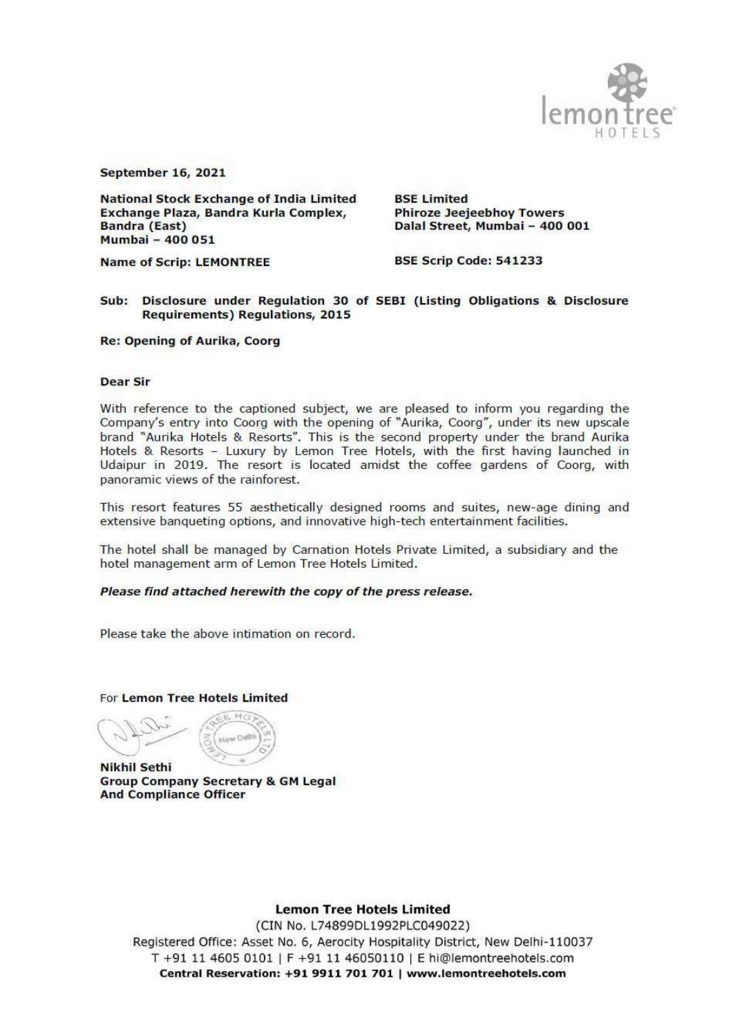**September 16, 2021**

**National Stock Exchange of India Limited**
**Exchange Plaza, Bandra Kurla Complex,**
**Bandra (East)**
**Mumbai – 400 051**

**Name of Scrip: LEMONTREE**

**BSE Limited**
**Phiroze Jeejeebhoy Towers**
**Dalal Street, Mumbai – 400 001**

**BSE Scrip Code: 541233**

**Sub: Disclosure under Regulation 30 of SEBI (Listing Obligations & Disclosure Requirements) Regulations, 2015**

**Re: Opening of Aurika, Coorg**

**Dear Sir**

With reference to the captioned subject, we are pleased to inform you regarding the Company's entry into Coorg with the opening of "Aurika, Coorg", under its new upscale brand "Aurika Hotels & Resorts". This is the second property under the brand Aurika Hotels & Resorts – Luxury by Lemon Tree Hotels, with the first having launched in Udaipur in 2019. The resort is located amidst the coffee gardens of Coorg, with panoramic views of the rainforest.

This resort features 55 aesthetically designed rooms and suites, new-age dining and extensive banqueting options, and innovative high-tech entertainment facilities.

The hotel shall be managed by Carnation Hotels Private Limited, a subsidiary and the hotel management arm of Lemon Tree Hotels Limited.

***Please find attached herewith the copy of the press release.***

Please take the above intimation on record.

For **Lemon Tree Hotels Limited**

**Nikhil Sethi**
**Group Company Secretary & GM Legal**
**And Compliance Officer**

**Lemon Tree Hotels Limited**
(CIN No. L74899DL1992PLC049022)
Registered Office: Asset No. 6, Aerocity Hospitality District, New Delhi-110037
T +91 11 4605 0101 | F +91 11 46050110 | E hi@lemontreehotels.com
**Central Reservation: +91 9911 701 701 | www.lemontreehotels.com**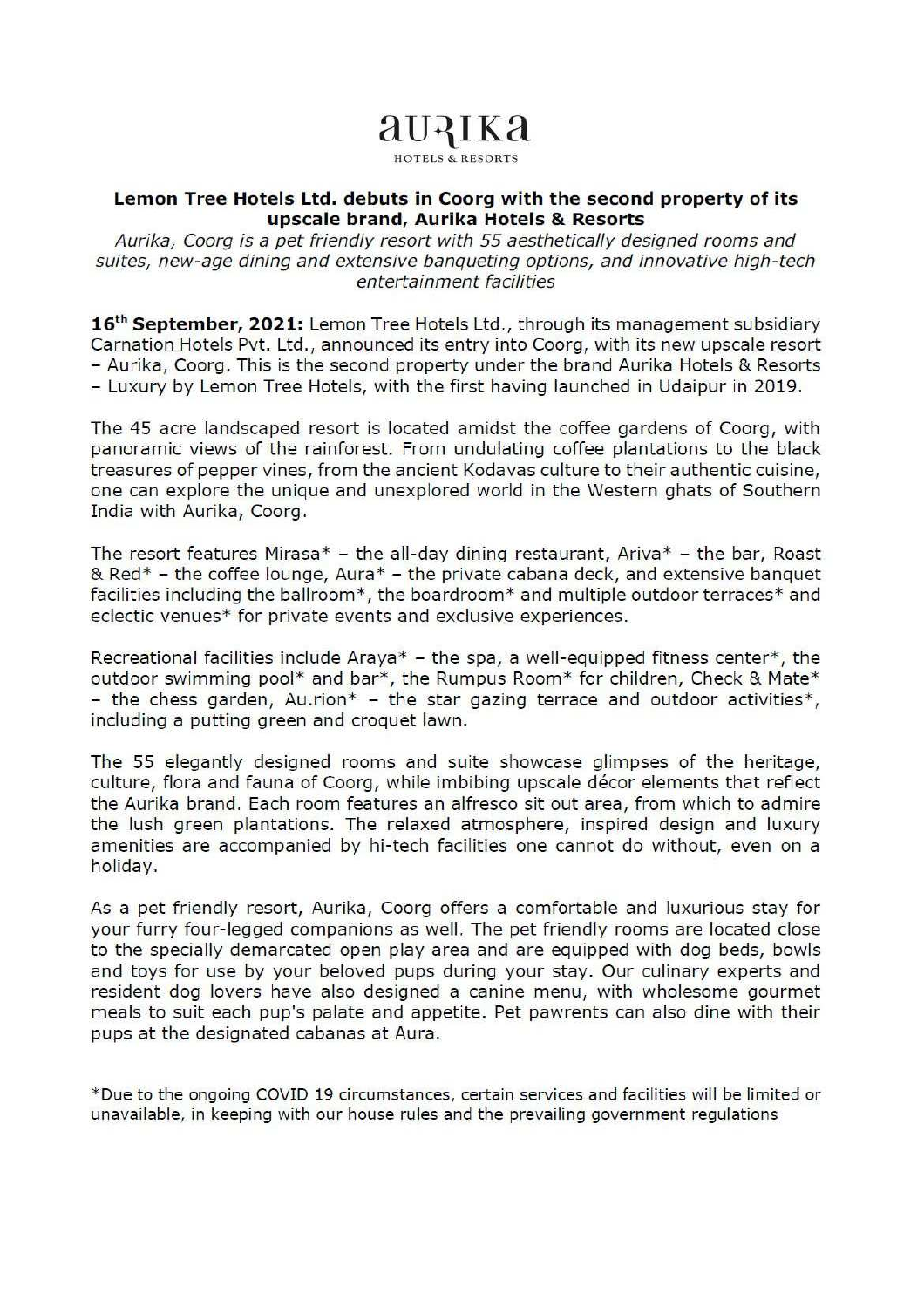# aurika

HOTELS & RESORTS

**Lemon Tree Hotels Ltd. debuts in Coorg with the second property of its upscale brand, Aurika Hotels & Resorts**

*Aurika, Coorg is a pet friendly resort with 55 aesthetically designed rooms and suites, new-age dining and extensive banqueting options, and innovative high-tech entertainment facilities*

**16th September, 2021:** Lemon Tree Hotels Ltd., through its management subsidiary Carnation Hotels Pvt. Ltd., announced its entry into Coorg, with its new upscale resort – Aurika, Coorg. This is the second property under the brand Aurika Hotels & Resorts – Luxury by Lemon Tree Hotels, with the first having launched in Udaipur in 2019.

The 45 acre landscaped resort is located amidst the coffee gardens of Coorg, with panoramic views of the rainforest. From undulating coffee plantations to the black treasures of pepper vines, from the ancient Kodavas culture to their authentic cuisine, one can explore the unique and unexplored world in the Western ghats of Southern India with Aurika, Coorg.

The resort features Mirasa* – the all-day dining restaurant, Ariva* – the bar, Roast & Red* – the coffee lounge, Aura* – the private cabana deck, and extensive banquet facilities including the ballroom*, the boardroom* and multiple outdoor terraces* and eclectic venues* for private events and exclusive experiences.

Recreational facilities include Araya* – the spa, a well-equipped fitness center*, the outdoor swimming pool* and bar*, the Rumpus Room* for children, Check & Mate* – the chess garden, Au.rion* – the star gazing terrace and outdoor activities*, including a putting green and croquet lawn.

The 55 elegantly designed rooms and suite showcase glimpses of the heritage, culture, flora and fauna of Coorg, while imbibing upscale décor elements that reflect the Aurika brand. Each room features an alfresco sit out area, from which to admire the lush green plantations. The relaxed atmosphere, inspired design and luxury amenities are accompanied by hi-tech facilities one cannot do without, even on a holiday.

As a pet friendly resort, Aurika, Coorg offers a comfortable and luxurious stay for your furry four-legged companions as well. The pet friendly rooms are located close to the specially demarcated open play area and are equipped with dog beds, bowls and toys for use by your beloved pups during your stay. Our culinary experts and resident dog lovers have also designed a canine menu, with wholesome gourmet meals to suit each pup's palate and appetite. Pet pawrents can also dine with their pups at the designated cabanas at Aura.

*Due to the ongoing COVID 19 circumstances, certain services and facilities will be limited or unavailable, in keeping with our house rules and the prevailing government regulations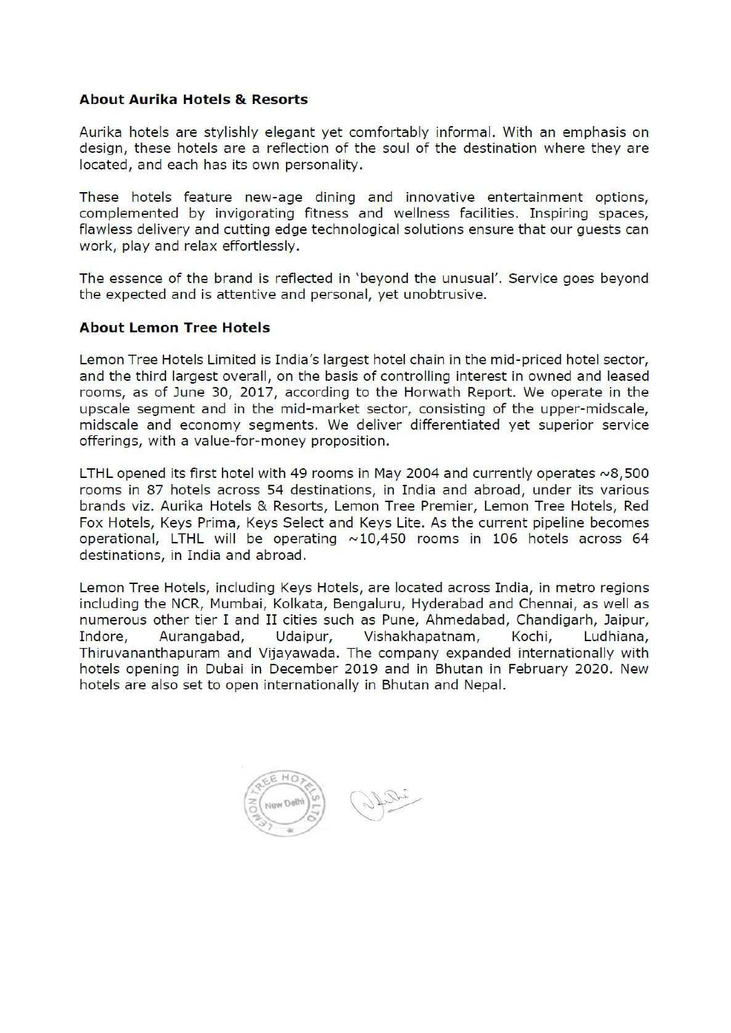### About Aurika Hotels & Resorts

Aurika hotels are stylishly elegant yet comfortably informal. With an emphasis on design, these hotels are a reflection of the soul of the destination where they are located, and each has its own personality.

These hotels feature new-age dining and innovative entertainment options, complemented by invigorating fitness and wellness facilities. Inspiring spaces, flawless delivery and cutting edge technological solutions ensure that our guests can work, play and relax effortlessly.

The essence of the brand is reflected in 'beyond the unusual'. Service goes beyond the expected and is attentive and personal, yet unobtrusive.

### About Lemon Tree Hotels

Lemon Tree Hotels Limited is India's largest hotel chain in the mid-priced hotel sector, and the third largest overall, on the basis of controlling interest in owned and leased rooms, as of June 30, 2017, according to the Horwath Report. We operate in the upscale segment and in the mid-market sector, consisting of the upper-midscale, midscale and economy segments. We deliver differentiated yet superior service offerings, with a value-for-money proposition.

LTHL opened its first hotel with 49 rooms in May 2004 and currently operates ~8,500 rooms in 87 hotels across 54 destinations, in India and abroad, under its various brands viz. Aurika Hotels & Resorts, Lemon Tree Premier, Lemon Tree Hotels, Red Fox Hotels, Keys Prima, Keys Select and Keys Lite. As the current pipeline becomes operational, LTHL will be operating ~10,450 rooms in 106 hotels across 64 destinations, in India and abroad.

Lemon Tree Hotels, including Keys Hotels, are located across India, in metro regions including the NCR, Mumbai, Kolkata, Bengaluru, Hyderabad and Chennai, as well as numerous other tier I and II cities such as Pune, Ahmedabad, Chandigarh, Jaipur, Indore, Aurangabad, Udaipur, Vishakhapatnam, Kochi, Ludhiana, Thiruvananthapuram and Vijayawada. The company expanded internationally with hotels opening in Dubai in December 2019 and in Bhutan in February 2020. New hotels are also set to open internationally in Bhutan and Nepal.